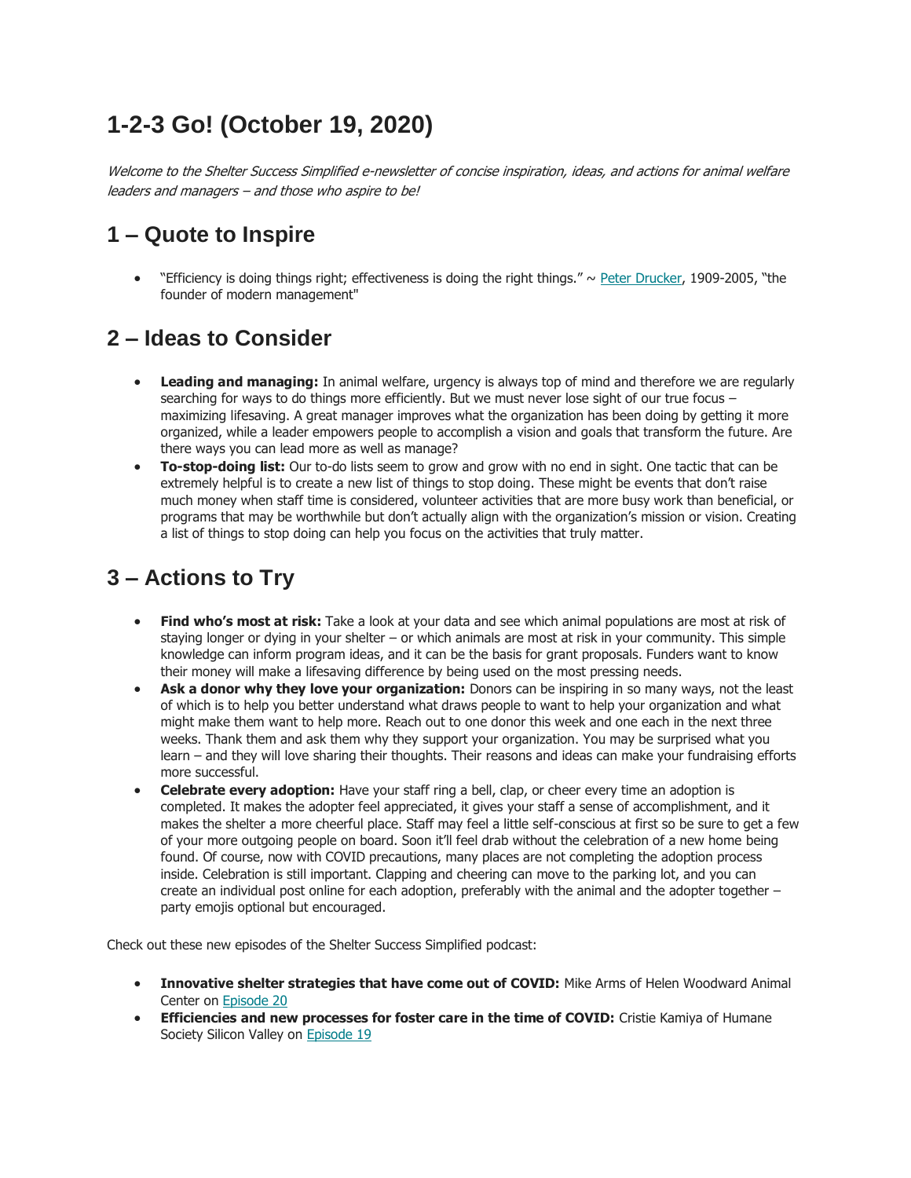# 1-2-3 Go! (October 19, 2020)

*Welcome to the Shelter Success Simplified e-newsletter of concise inspiration, ideas, and actions for animal welfare leaders and managers – and those who aspire to be!*

## 1 – Quote to Inspire

- "Efficiency is doing things right; effectiveness is doing the right things." ~ [Peter Drucker](), 1909-2005, "the founder of modern management"

## 2 – Ideas to Consider

- **Leading and managing:** In animal welfare, urgency is always top of mind and therefore we are regularly searching for ways to do things more efficiently. But we must never lose sight of our true focus – maximizing lifesaving. A great manager improves what the organization has been doing by getting it more organized, while a leader empowers people to accomplish a vision and goals that transform the future. Are there ways you can lead more as well as manage?
- **To-stop-doing list:** Our to-do lists seem to grow and grow with no end in sight. One tactic that can be extremely helpful is to create a new list of things to stop doing. These might be events that don't raise much money when staff time is considered, volunteer activities that are more busy work than beneficial, or programs that may be worthwhile but don't actually align with the organization's mission or vision. Creating a list of things to stop doing can help you focus on the activities that truly matter.

## 3 – Actions to Try

- **Find who's most at risk:** Take a look at your data and see which animal populations are most at risk of staying longer or dying in your shelter – or which animals are most at risk in your community. This simple knowledge can inform program ideas, and it can be the basis for grant proposals. Funders want to know their money will make a lifesaving difference by being used on the most pressing needs.
- **Ask a donor why they love your organization:** Donors can be inspiring in so many ways, not the least of which is to help you better understand what draws people to want to help your organization and what might make them want to help more. Reach out to one donor this week and one each in the next three weeks. Thank them and ask them why they support your organization. You may be surprised what you learn – and they will love sharing their thoughts. Their reasons and ideas can make your fundraising efforts more successful.
- **Celebrate every adoption:** Have your staff ring a bell, clap, or cheer every time an adoption is completed. It makes the adopter feel appreciated, it gives your staff a sense of accomplishment, and it makes the shelter a more cheerful place. Staff may feel a little self-conscious at first so be sure to get a few of your more outgoing people on board. Soon it'll feel drab without the celebration of a new home being found. Of course, now with COVID precautions, many places are not completing the adoption process inside. Celebration is still important. Clapping and cheering can move to the parking lot, and you can create an individual post online for each adoption, preferably with the animal and the adopter together – party emojis optional but encouraged.

Check out these new episodes of the Shelter Success Simplified podcast:

- **Innovative shelter strategies that have come out of COVID:** Mike Arms of Helen Woodward Animal Center on [Episode 20]()
- **Efficiencies and new processes for foster care in the time of COVID:** Cristie Kamiya of Humane Society Silicon Valley on [Episode 19]()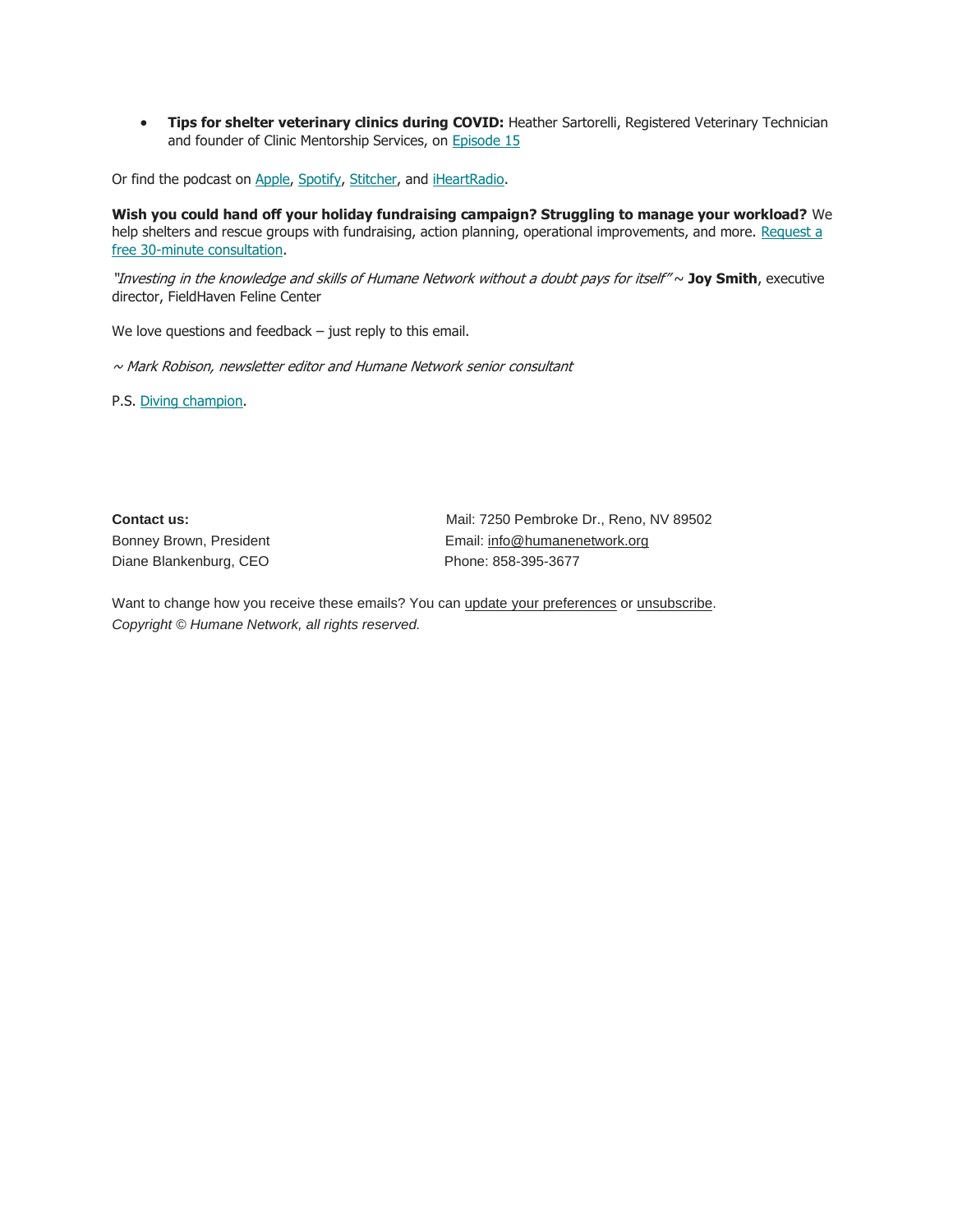- **Tips for shelter veterinary clinics during COVID:** Heather Sartorelli, Registered Veterinary Technician and founder of Clinic Mentorship Services, on Episode 15

Or find the podcast on Apple, Spotify, Stitcher, and iHeartRadio.

**Wish you could hand off your holiday fundraising campaign? Struggling to manage your workload?** We help shelters and rescue groups with fundraising, action planning, operational improvements, and more. Request a free 30-minute consultation.

*"Investing in the knowledge and skills of Humane Network without a doubt pays for itself"* ~ **Joy Smith**, executive director, FieldHaven Feline Center

We love questions and feedback – just reply to this email.

*~ Mark Robison, newsletter editor and Humane Network senior consultant*

P.S. Diving champion.

**Contact us:**
Bonney Brown, President
Diane Blankenburg, CEO

Mail: 7250 Pembroke Dr., Reno, NV 89502
Email: info@humanenetwork.org
Phone: 858-395-3677

Want to change how you receive these emails? You can update your preferences or unsubscribe.
*Copyright © Humane Network, all rights reserved.*